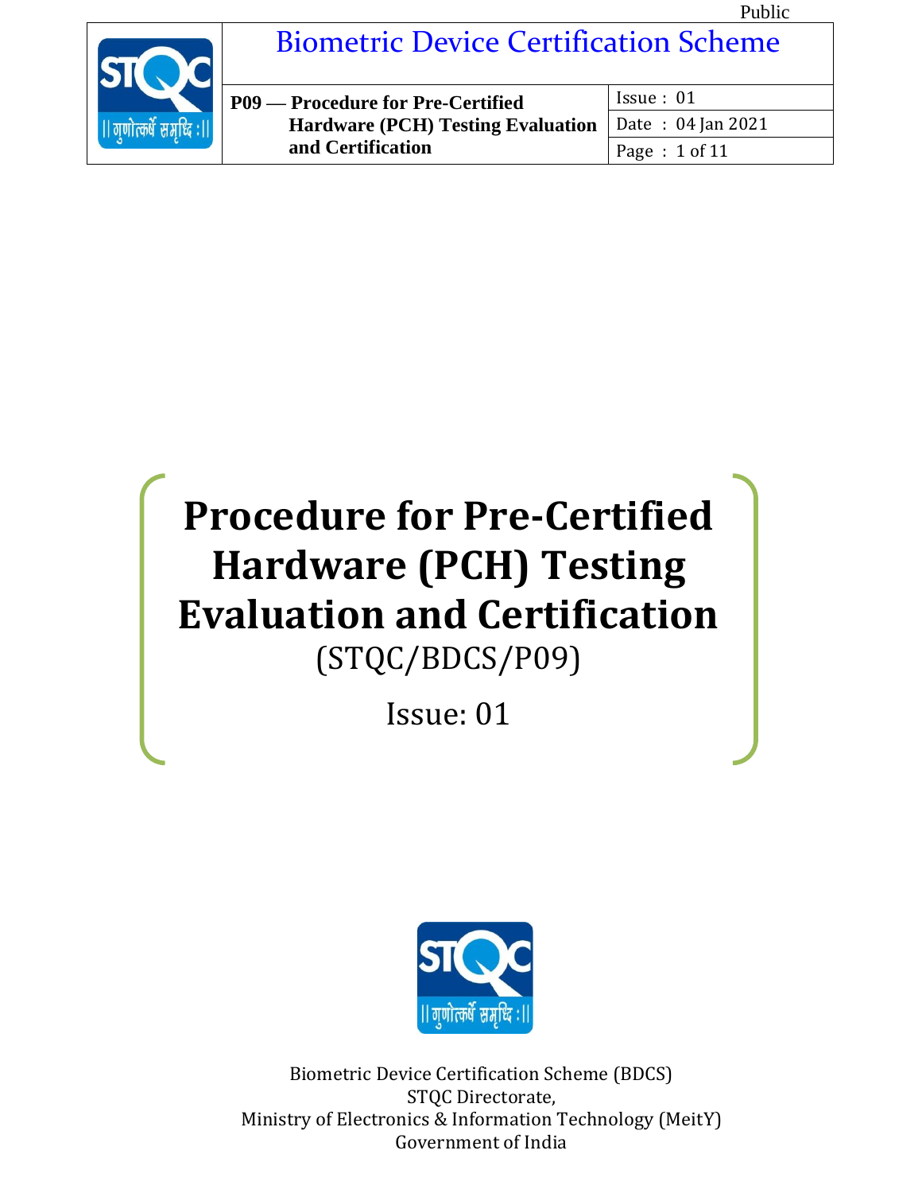# Procedure for Pre-Certified Hardware (PCH) Testing Evaluation and Certification

(STQC/BDCS/P09)

Issue: 01

Biometric Device Certification Scheme (BDCS)
STQC Directorate,
Ministry of Electronics & Information Technology (MeitY)
Government of India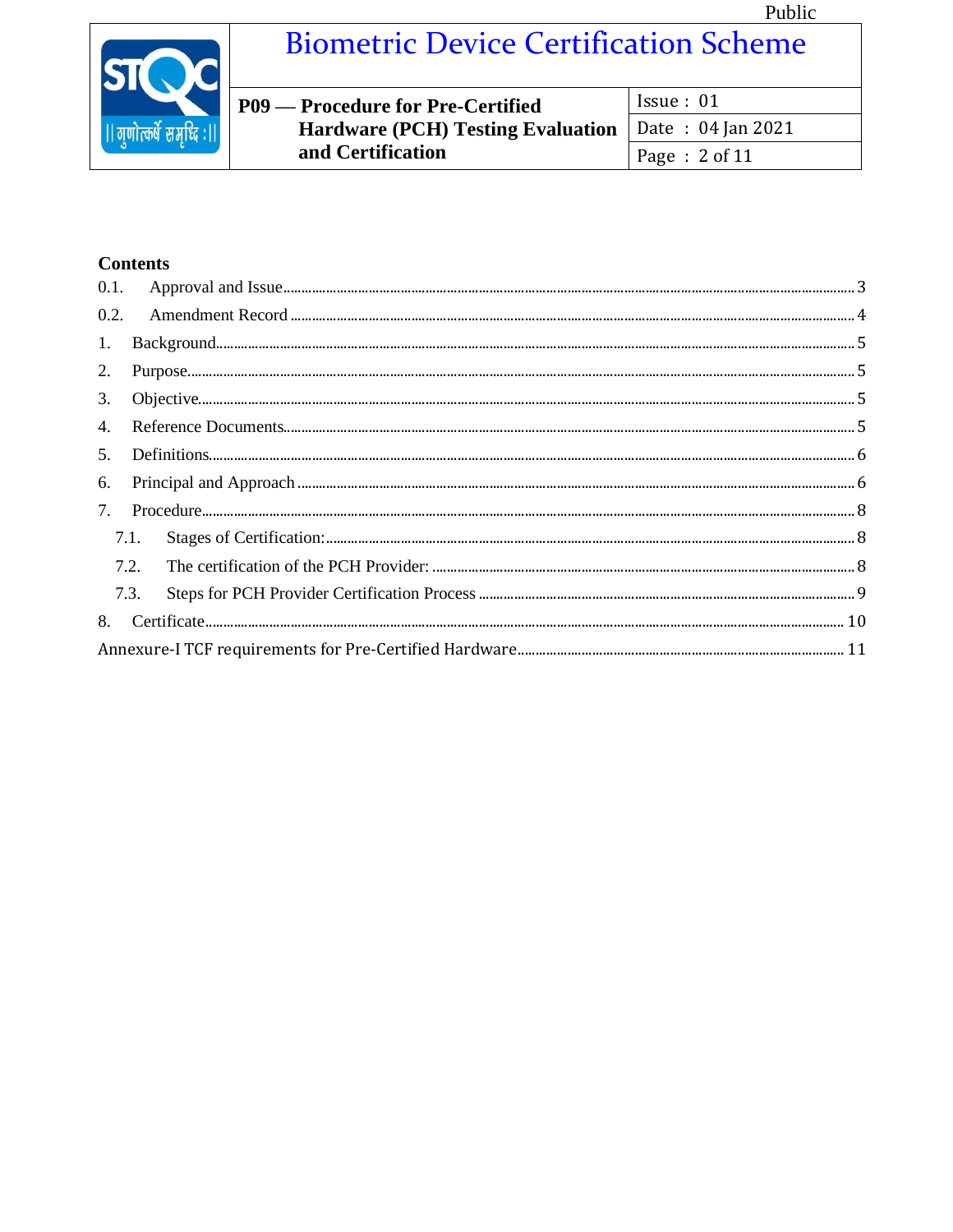## Contents

0.1. Approval and Issue ..... 3

0.2. Amendment Record ..... 4

1. Background ..... 5
2. Purpose ..... 5
3. Objective ..... 5
4. Reference Documents ..... 5
5. Definitions ..... 6
6. Principal and Approach ..... 6
7. Procedure ..... 8
   - 7.1. Stages of Certification: ..... 8
   - 7.2. The certification of the PCH Provider: ..... 8
   - 7.3. Steps for PCH Provider Certification Process ..... 9
8. Certificate ..... 10

Annexure-I TCF requirements for Pre-Certified Hardware ..... 11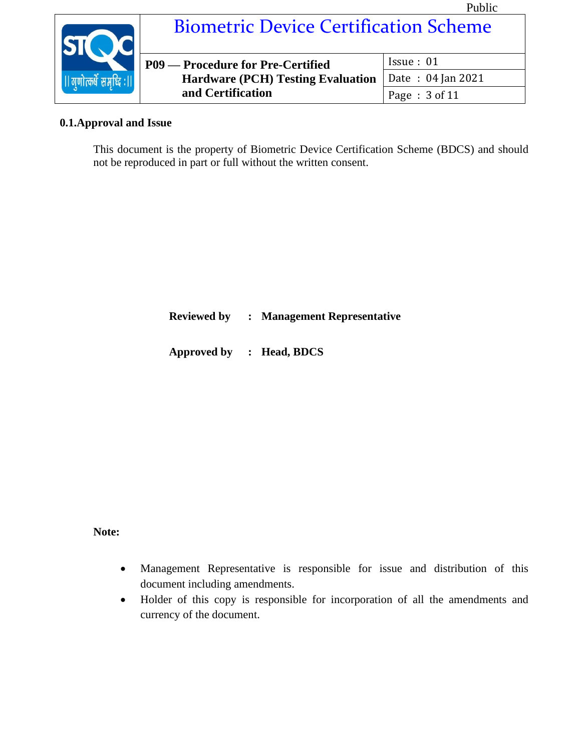## 0.1.Approval and Issue

This document is the property of Biometric Device Certification Scheme (BDCS) and should not be reproduced in part or full without the written consent.

**Reviewed by : Management Representative**

**Approved by : Head, BDCS**

**Note:**

- Management Representative is responsible for issue and distribution of this document including amendments.
- Holder of this copy is responsible for incorporation of all the amendments and currency of the document.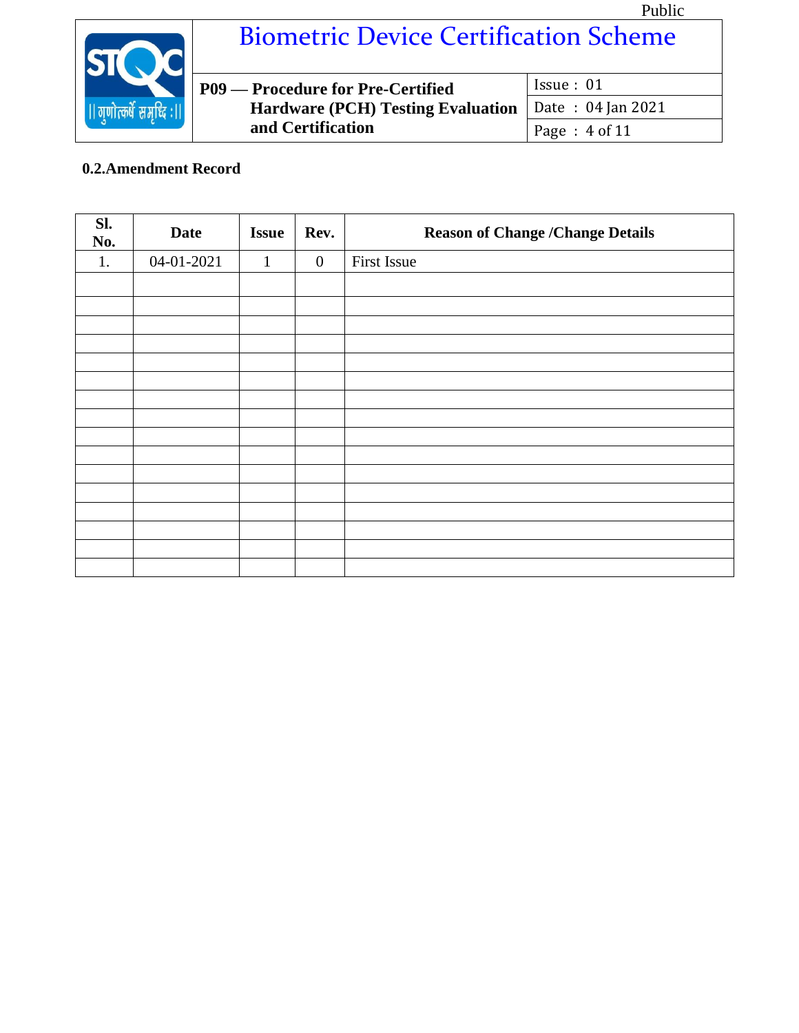## 0.2. Amendment Record

| Sl. No. | Date | Issue | Rev. | Reason of Change /Change Details |
|---|---|---|---|---|
| 1. | 04-01-2021 | 1 | 0 | First Issue |
| | | | | |
| | | | | |
| | | | | |
| | | | | |
| | | | | |
| | | | | |
| | | | | |
| | | | | |
| | | | | |
| | | | | |
| | | | | |
| | | | | |
| | | | | |
| | | | | |
| | | | | |
| | | | | |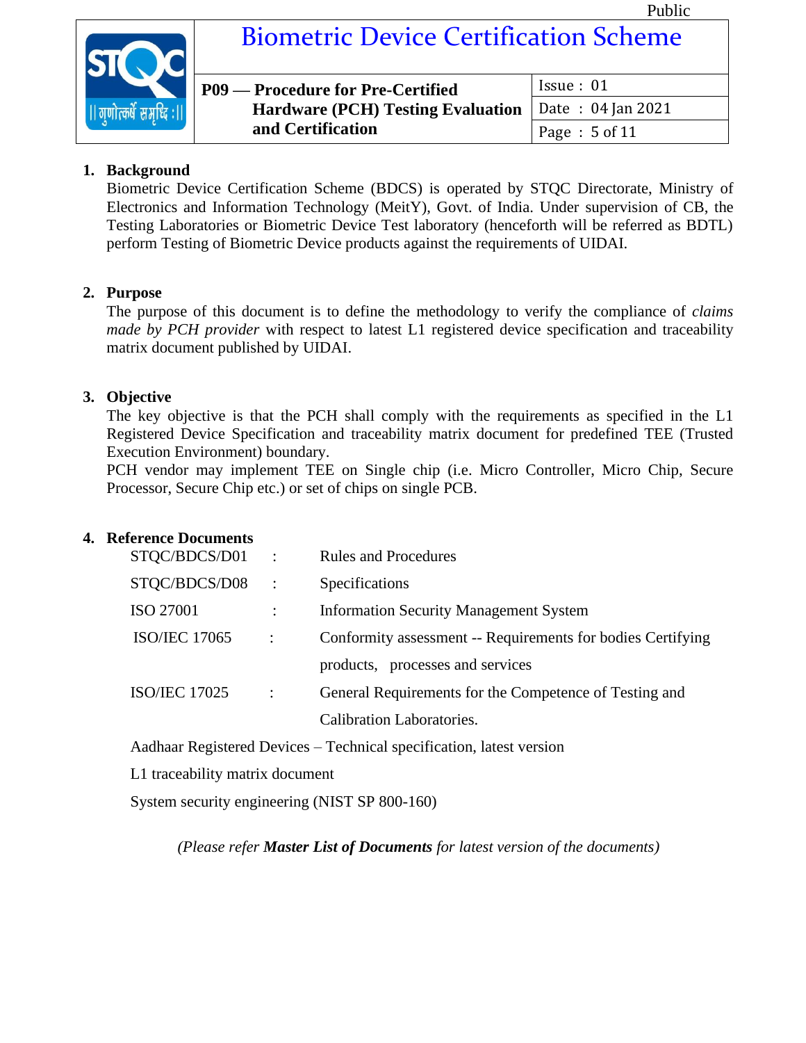## 1. Background

Biometric Device Certification Scheme (BDCS) is operated by STQC Directorate, Ministry of Electronics and Information Technology (MeitY), Govt. of India. Under supervision of CB, the Testing Laboratories or Biometric Device Test laboratory (henceforth will be referred as BDTL) perform Testing of Biometric Device products against the requirements of UIDAI.

## 2. Purpose

The purpose of this document is to define the methodology to verify the compliance of *claims made by PCH provider* with respect to latest L1 registered device specification and traceability matrix document published by UIDAI.

## 3. Objective

The key objective is that the PCH shall comply with the requirements as specified in the L1 Registered Device Specification and traceability matrix document for predefined TEE (Trusted Execution Environment) boundary.

PCH vendor may implement TEE on Single chip (i.e. Micro Controller, Micro Chip, Secure Processor, Secure Chip etc.) or set of chips on single PCB.

## 4. Reference Documents

| | | |
|---|---|---|
| STQC/BDCS/D01 | : | Rules and Procedures |
| STQC/BDCS/D08 | : | Specifications |
| ISO 27001 | : | Information Security Management System |
| ISO/IEC 17065 | : | Conformity assessment -- Requirements for bodies Certifying products, processes and services |
| ISO/IEC 17025 | : | General Requirements for the Competence of Testing and Calibration Laboratories. |

Aadhaar Registered Devices – Technical specification, latest version

L1 traceability matrix document

System security engineering (NIST SP 800-160)

*(Please refer **Master List of Documents** for latest version of the documents)*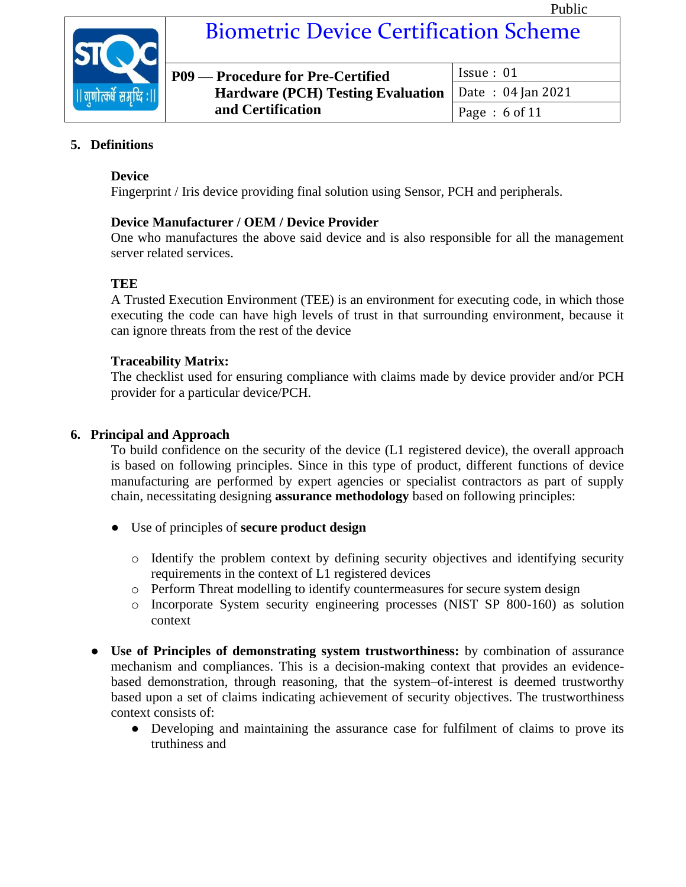## 5. Definitions

**Device**
Fingerprint / Iris device providing final solution using Sensor, PCH and peripherals.

**Device Manufacturer / OEM / Device Provider**
One who manufactures the above said device and is also responsible for all the management server related services.

**TEE**
A Trusted Execution Environment (TEE) is an environment for executing code, in which those executing the code can have high levels of trust in that surrounding environment, because it can ignore threats from the rest of the device

**Traceability Matrix:**
The checklist used for ensuring compliance with claims made by device provider and/or PCH provider for a particular device/PCH.

## 6. Principal and Approach

To build confidence on the security of the device (L1 registered device), the overall approach is based on following principles. Since in this type of product, different functions of device manufacturing are performed by expert agencies or specialist contractors as part of supply chain, necessitating designing **assurance methodology** based on following principles:

- Use of principles of **secure product design**
    - Identify the problem context by defining security objectives and identifying security requirements in the context of L1 registered devices
    - Perform Threat modelling to identify countermeasures for secure system design
    - Incorporate System security engineering processes (NIST SP 800-160) as solution context

- **Use of Principles of demonstrating system trustworthiness:** by combination of assurance mechanism and compliances. This is a decision-making context that provides an evidence-based demonstration, through reasoning, that the system–of-interest is deemed trustworthy based upon a set of claims indicating achievement of security objectives. The trustworthiness context consists of:
    - Developing and maintaining the assurance case for fulfilment of claims to prove its truthiness and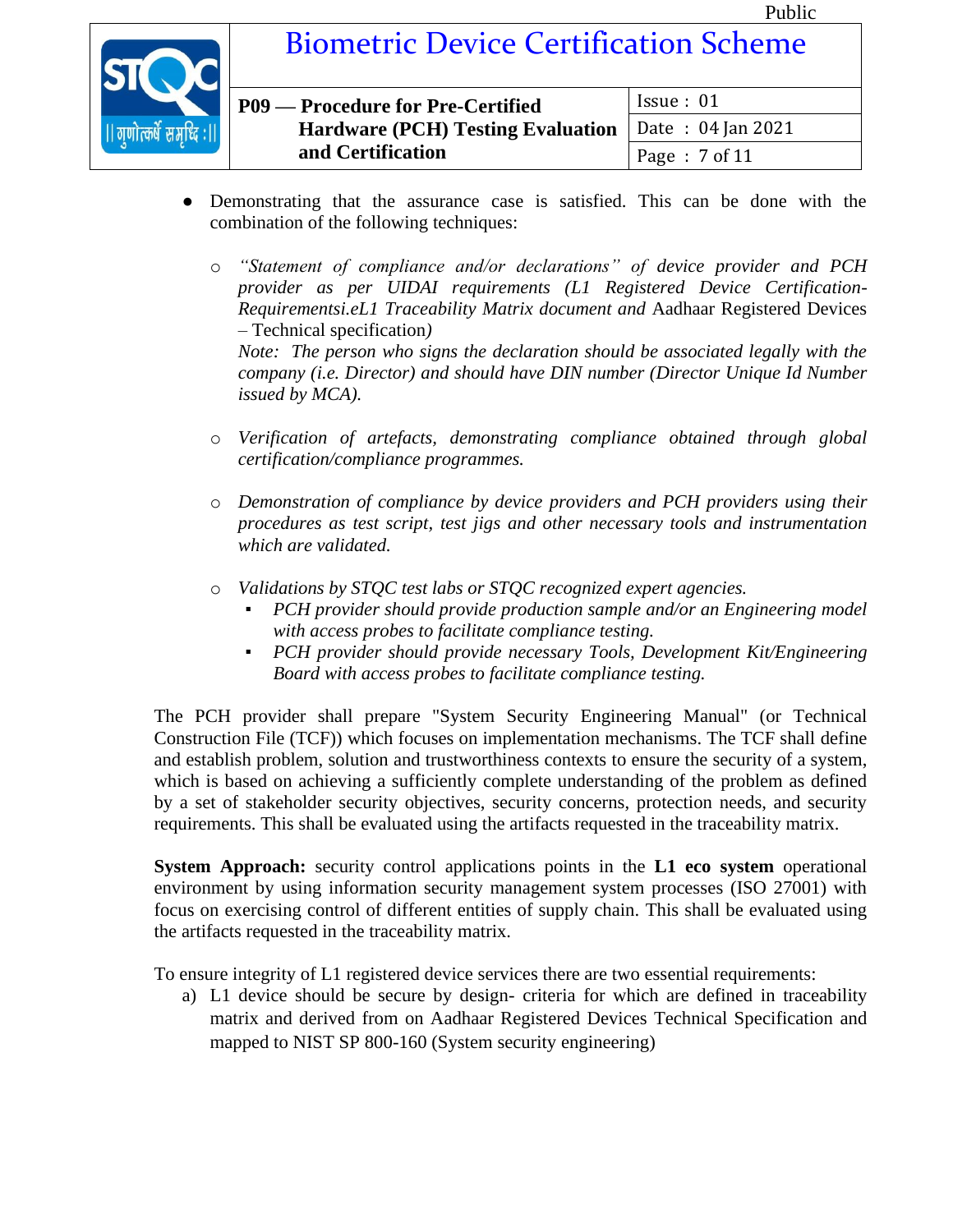- Demonstrating that the assurance case is satisfied. This can be done with the combination of the following techniques:

  - *"Statement of compliance and/or declarations" of device provider and PCH provider as per UIDAI requirements (L1 Registered Device Certification-Requirementsi.eL1 Traceability Matrix document and* Aadhaar Registered Devices – Technical specification*)*
    *Note: The person who signs the declaration should be associated legally with the company (i.e. Director) and should have DIN number (Director Unique Id Number issued by MCA).*

  - *Verification of artefacts, demonstrating compliance obtained through global certification/compliance programmes.*

  - *Demonstration of compliance by device providers and PCH providers using their procedures as test script, test jigs and other necessary tools and instrumentation which are validated.*

  - *Validations by STQC test labs or STQC recognized expert agencies.*
    - *PCH provider should provide production sample and/or an Engineering model with access probes to facilitate compliance testing.*
    - *PCH provider should provide necessary Tools, Development Kit/Engineering Board with access probes to facilitate compliance testing.*

The PCH provider shall prepare "System Security Engineering Manual" (or Technical Construction File (TCF)) which focuses on implementation mechanisms. The TCF shall define and establish problem, solution and trustworthiness contexts to ensure the security of a system, which is based on achieving a sufficiently complete understanding of the problem as defined by a set of stakeholder security objectives, security concerns, protection needs, and security requirements. This shall be evaluated using the artifacts requested in the traceability matrix.

**System Approach:** security control applications points in the **L1 eco system** operational environment by using information security management system processes (ISO 27001) with focus on exercising control of different entities of supply chain. This shall be evaluated using the artifacts requested in the traceability matrix.

To ensure integrity of L1 registered device services there are two essential requirements:

a) L1 device should be secure by design- criteria for which are defined in traceability matrix and derived from on Aadhaar Registered Devices Technical Specification and mapped to NIST SP 800-160 (System security engineering)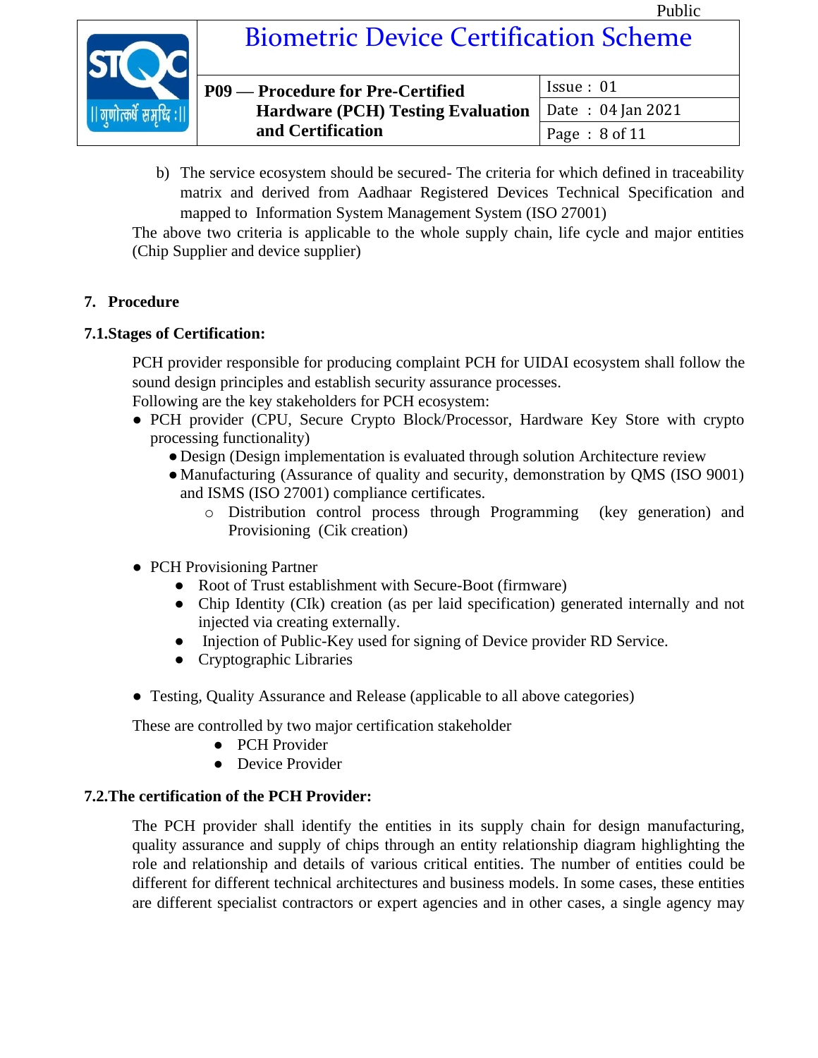b) The service ecosystem should be secured- The criteria for which defined in traceability matrix and derived from Aadhaar Registered Devices Technical Specification and mapped to Information System Management System (ISO 27001)

The above two criteria is applicable to the whole supply chain, life cycle and major entities (Chip Supplier and device supplier)

## 7. Procedure

### 7.1. Stages of Certification:

PCH provider responsible for producing complaint PCH for UIDAI ecosystem shall follow the sound design principles and establish security assurance processes.

Following are the key stakeholders for PCH ecosystem:

- PCH provider (CPU, Secure Crypto Block/Processor, Hardware Key Store with crypto processing functionality)
  - Design (Design implementation is evaluated through solution Architecture review
  - Manufacturing (Assurance of quality and security, demonstration by QMS (ISO 9001) and ISMS (ISO 27001) compliance certificates.
    - Distribution control process through Programming (key generation) and Provisioning (Cik creation)

- PCH Provisioning Partner
  - Root of Trust establishment with Secure-Boot (firmware)
  - Chip Identity (CIk) creation (as per laid specification) generated internally and not injected via creating externally.
  - Injection of Public-Key used for signing of Device provider RD Service.
  - Cryptographic Libraries

- Testing, Quality Assurance and Release (applicable to all above categories)

These are controlled by two major certification stakeholder

- PCH Provider
- Device Provider

### 7.2. The certification of the PCH Provider:

The PCH provider shall identify the entities in its supply chain for design manufacturing, quality assurance and supply of chips through an entity relationship diagram highlighting the role and relationship and details of various critical entities. The number of entities could be different for different technical architectures and business models. In some cases, these entities are different specialist contractors or expert agencies and in other cases, a single agency may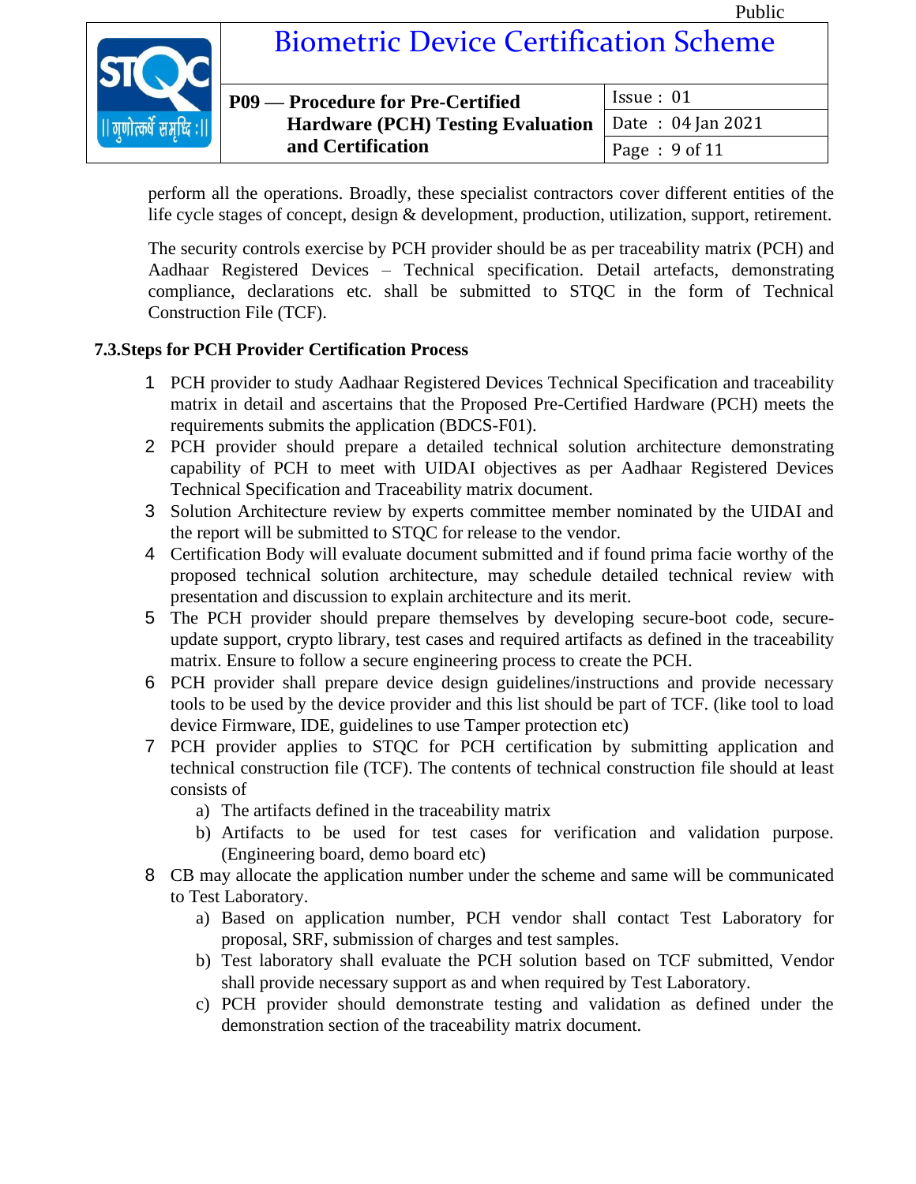perform all the operations. Broadly, these specialist contractors cover different entities of the life cycle stages of concept, design & development, production, utilization, support, retirement.

The security controls exercise by PCH provider should be as per traceability matrix (PCH) and Aadhaar Registered Devices – Technical specification. Detail artefacts, demonstrating compliance, declarations etc. shall be submitted to STQC in the form of Technical Construction File (TCF).

### 7.3.Steps for PCH Provider Certification Process

1. PCH provider to study Aadhaar Registered Devices Technical Specification and traceability matrix in detail and ascertains that the Proposed Pre-Certified Hardware (PCH) meets the requirements submits the application (BDCS-F01).
2. PCH provider should prepare a detailed technical solution architecture demonstrating capability of PCH to meet with UIDAI objectives as per Aadhaar Registered Devices Technical Specification and Traceability matrix document.
3. Solution Architecture review by experts committee member nominated by the UIDAI and the report will be submitted to STQC for release to the vendor.
4. Certification Body will evaluate document submitted and if found prima facie worthy of the proposed technical solution architecture, may schedule detailed technical review with presentation and discussion to explain architecture and its merit.
5. The PCH provider should prepare themselves by developing secure-boot code, secure-update support, crypto library, test cases and required artifacts as defined in the traceability matrix. Ensure to follow a secure engineering process to create the PCH.
6. PCH provider shall prepare device design guidelines/instructions and provide necessary tools to be used by the device provider and this list should be part of TCF. (like tool to load device Firmware, IDE, guidelines to use Tamper protection etc)
7. PCH provider applies to STQC for PCH certification by submitting application and technical construction file (TCF). The contents of technical construction file should at least consists of
   a) The artifacts defined in the traceability matrix
   b) Artifacts to be used for test cases for verification and validation purpose. (Engineering board, demo board etc)
8. CB may allocate the application number under the scheme and same will be communicated to Test Laboratory.
   a) Based on application number, PCH vendor shall contact Test Laboratory for proposal, SRF, submission of charges and test samples.
   b) Test laboratory shall evaluate the PCH solution based on TCF submitted, Vendor shall provide necessary support as and when required by Test Laboratory.
   c) PCH provider should demonstrate testing and validation as defined under the demonstration section of the traceability matrix document.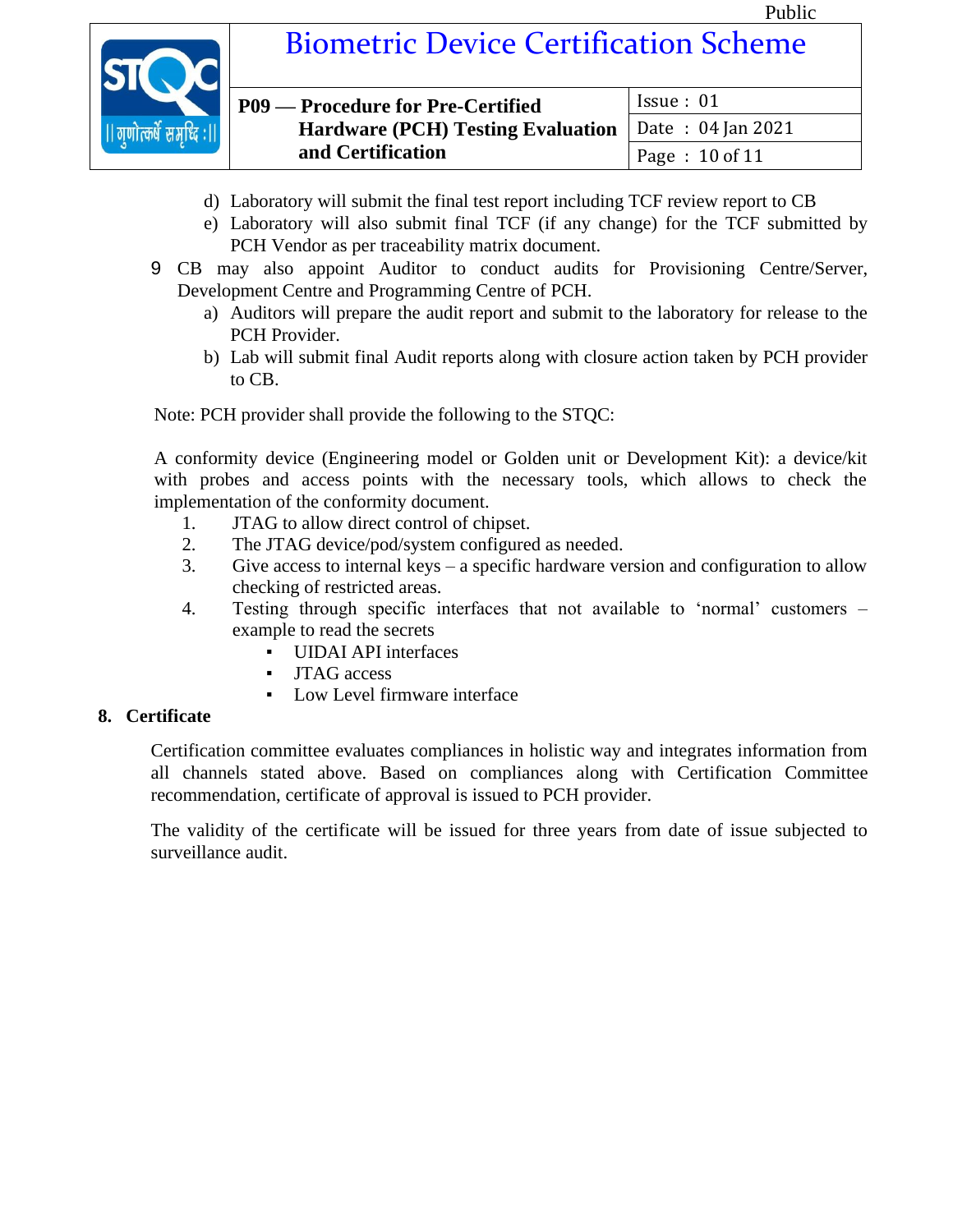d) Laboratory will submit the final test report including TCF review report to CB
   e) Laboratory will also submit final TCF (if any change) for the TCF submitted by PCH Vendor as per traceability matrix document.

9 CB may also appoint Auditor to conduct audits for Provisioning Centre/Server, Development Centre and Programming Centre of PCH.
   a) Auditors will prepare the audit report and submit to the laboratory for release to the PCH Provider.
   b) Lab will submit final Audit reports along with closure action taken by PCH provider to CB.

Note: PCH provider shall provide the following to the STQC:

A conformity device (Engineering model or Golden unit or Development Kit): a device/kit with probes and access points with the necessary tools, which allows to check the implementation of the conformity document.

1. JTAG to allow direct control of chipset.
2. The JTAG device/pod/system configured as needed.
3. Give access to internal keys – a specific hardware version and configuration to allow checking of restricted areas.
4. Testing through specific interfaces that not available to 'normal' customers – example to read the secrets
   - UIDAI API interfaces
   - JTAG access
   - Low Level firmware interface

## 8. Certificate

Certification committee evaluates compliances in holistic way and integrates information from all channels stated above. Based on compliances along with Certification Committee recommendation, certificate of approval is issued to PCH provider.

The validity of the certificate will be issued for three years from date of issue subjected to surveillance audit.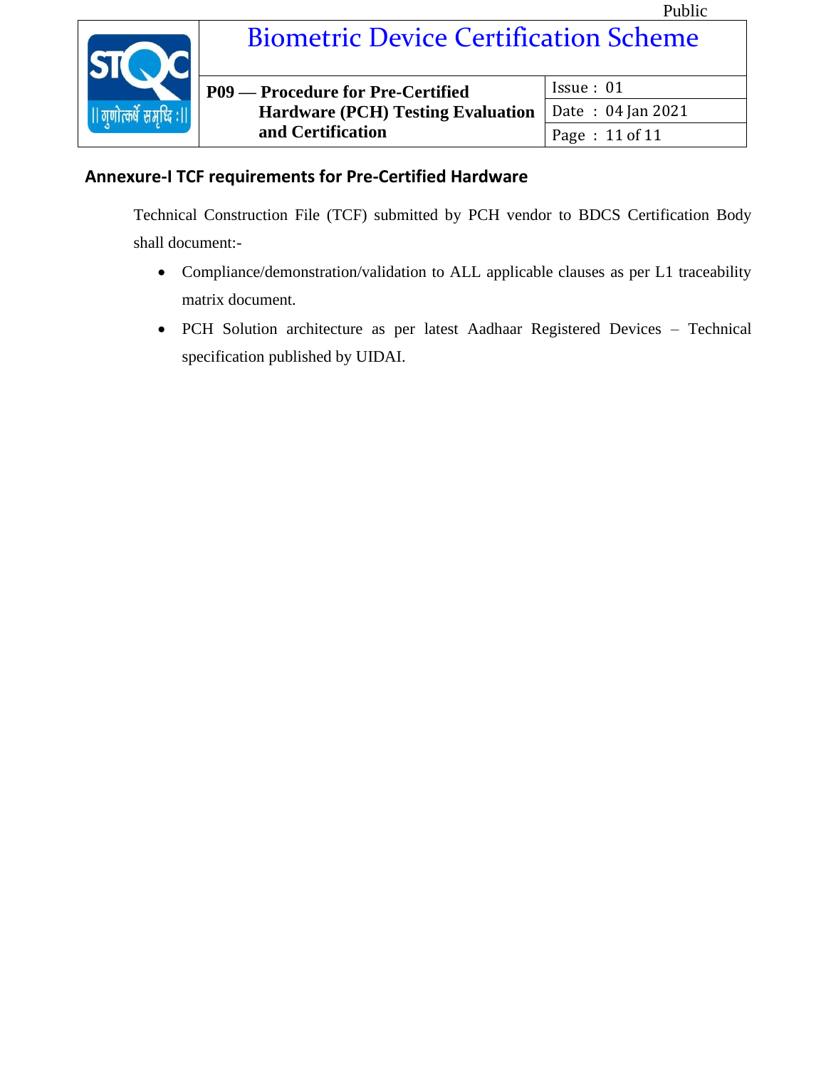## Annexure-I TCF requirements for Pre-Certified Hardware

Technical Construction File (TCF) submitted by PCH vendor to BDCS Certification Body shall document:-

- Compliance/demonstration/validation to ALL applicable clauses as per L1 traceability matrix document.
- PCH Solution architecture as per latest Aadhaar Registered Devices – Technical specification published by UIDAI.